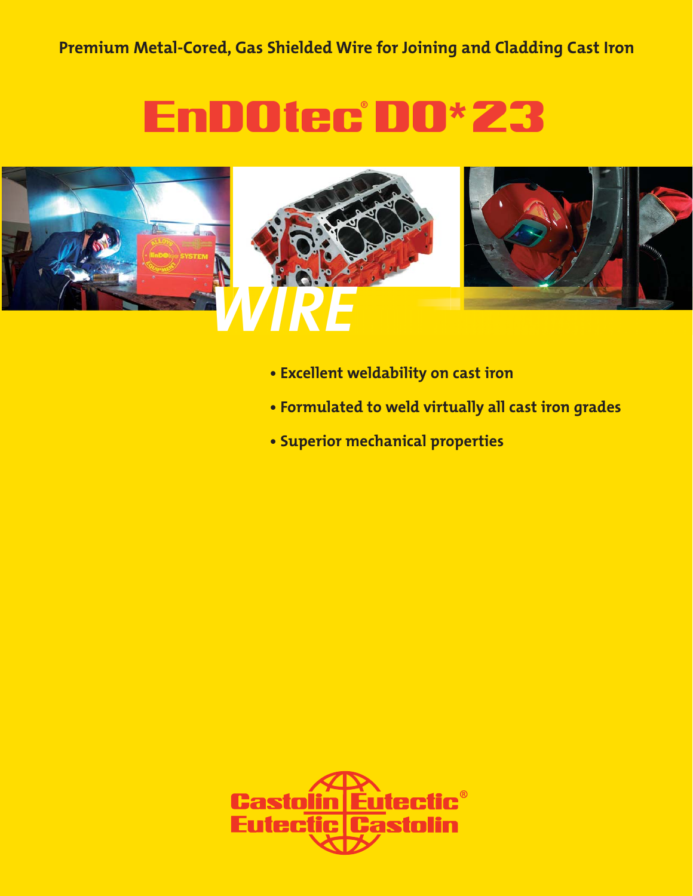**Premium Metal-Cored, Gas Shielded Wire for Joining and Cladding Cast Iron**

# EnDOtec® DO*23

## WIRE

- **Excellent weldability on cast iron**
- **Formulated to weld virtually all cast iron grades**
- **Superior mechanical properties**

Castolin Eutectic®
Eutectic Castolin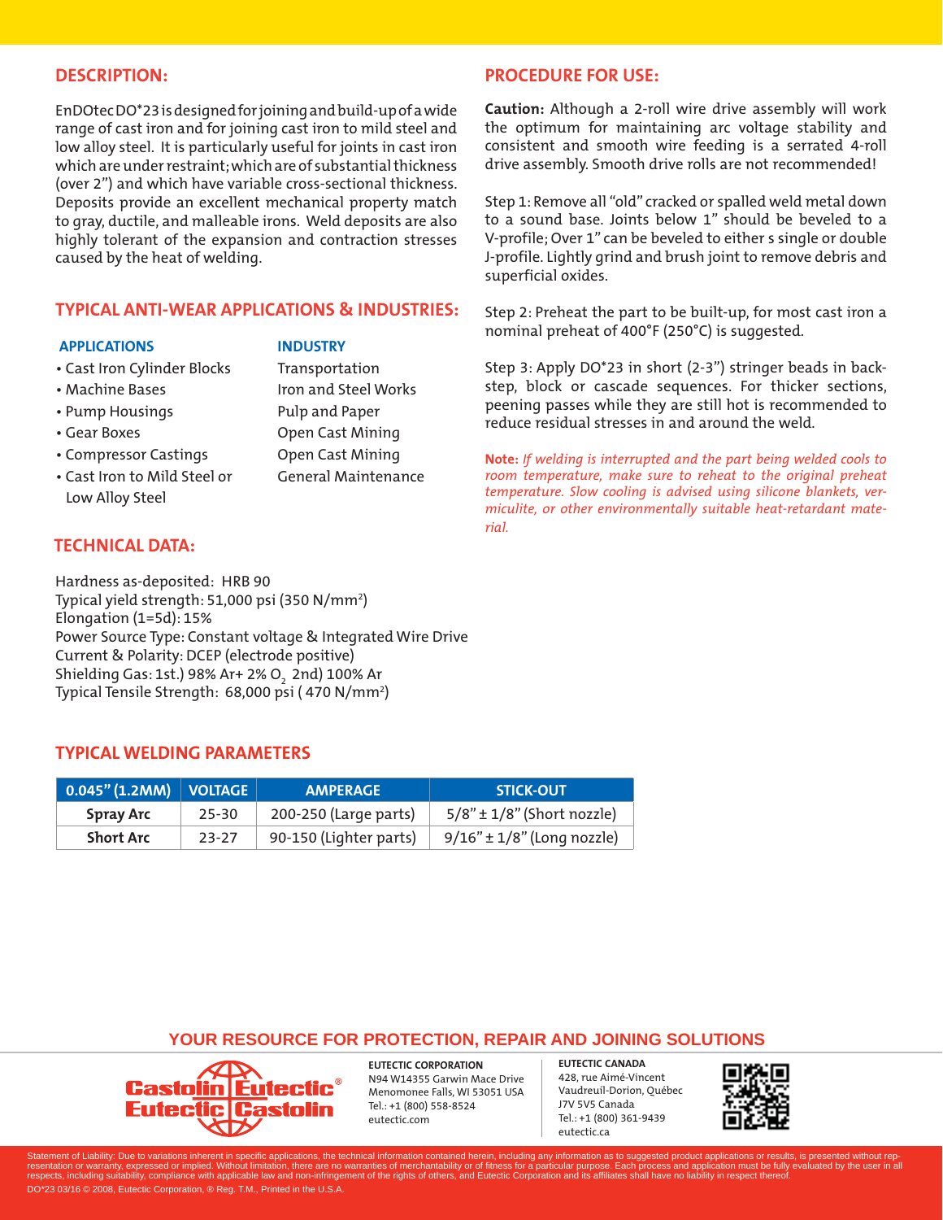## DESCRIPTION:

EnDOtec DO*23 is designed for joining and build-up of a wide range of cast iron and for joining cast iron to mild steel and low alloy steel. It is particularly useful for joints in cast iron which are under restraint; which are of substantial thickness (over 2") and which have variable cross-sectional thickness. Deposits provide an excellent mechanical property match to gray, ductile, and malleable irons. Weld deposits are also highly tolerant of the expansion and contraction stresses caused by the heat of welding.

## TYPICAL ANTI-WEAR APPLICATIONS & INDUSTRIES:

| APPLICATIONS | INDUSTRY |
|---|---|
| • Cast Iron Cylinder Blocks | Transportation |
| • Machine Bases | Iron and Steel Works |
| • Pump Housings | Pulp and Paper |
| • Gear Boxes | Open Cast Mining |
| • Compressor Castings | Open Cast Mining |
| • Cast Iron to Mild Steel or Low Alloy Steel | General Maintenance |

## TECHNICAL DATA:

Hardness as-deposited: HRB 90
Typical yield strength: 51,000 psi (350 N/mm²)
Elongation (1=5d): 15%
Power Source Type: Constant voltage & Integrated Wire Drive
Current & Polarity: DCEP (electrode positive)
Shielding Gas: 1st.) 98% Ar+ 2% $O_2$ 2nd) 100% Ar
Typical Tensile Strength: 68,000 psi ( 470 N/mm²)

## TYPICAL WELDING PARAMETERS

| 0.045" (1.2MM) | VOLTAGE | AMPERAGE | STICK-OUT |
|---|---|---|---|
| **Spray Arc** | 25-30 | 200-250 (Large parts) | 5/8" ± 1/8" (Short nozzle) |
| **Short Arc** | 23-27 | 90-150 (Lighter parts) | 9/16" ± 1/8" (Long nozzle) |

## PROCEDURE FOR USE:

**Caution:** Although a 2-roll wire drive assembly will work the optimum for maintaining arc voltage stability and consistent and smooth wire feeding is a serrated 4-roll drive assembly. Smooth drive rolls are not recommended!

Step 1: Remove all "old" cracked or spalled weld metal down to a sound base. Joints below 1" should be beveled to a V-profile; Over 1" can be beveled to either s single or double J-profile. Lightly grind and brush joint to remove debris and superficial oxides.

Step 2: Preheat the part to be built-up, for most cast iron a nominal preheat of 400°F (250°C) is suggested.

Step 3: Apply DO*23 in short (2-3") stringer beads in back-step, block or cascade sequences. For thicker sections, peening passes while they are still hot is recommended to reduce residual stresses in and around the weld.

**Note:** *If welding is interrupted and the part being welded cools to room temperature, make sure to reheat to the original preheat temperature. Slow cooling is advised using silicone blankets, vermiculite, or other environmentally suitable heat-retardant material.*

**YOUR RESOURCE FOR PROTECTION, REPAIR AND JOINING SOLUTIONS**

Castolin Eutectic® Eutectic Castolin

**EUTECTIC CORPORATION**
N94 W14355 Garwin Mace Drive
Menomonee Falls, WI 53051 USA
Tel.: +1 (800) 558-8524
eutectic.com

**EUTECTIC CANADA**
428, rue Aimé-Vincent
Vaudreuil-Dorion, Québec
J7V 5V5 Canada
Tel.: +1 (800) 361-9439
eutectic.ca

Statement of Liability: Due to variations inherent in specific applications, the technical information contained herein, including any information as to suggested product applications or results, is presented without representation or warranty, expressed or implied. Without limitation, there are no warranties of merchantability or of fitness for a particular purpose. Each process and application must be fully evaluated by the user in all respects, including suitability, compliance with applicable law and non-infringement of the rights of others, and Eutectic Corporation and its affiliates shall have no liability in respect thereof.

DO*23 03/16 © 2008, Eutectic Corporation, ® Reg. T.M., Printed in the U.S.A.